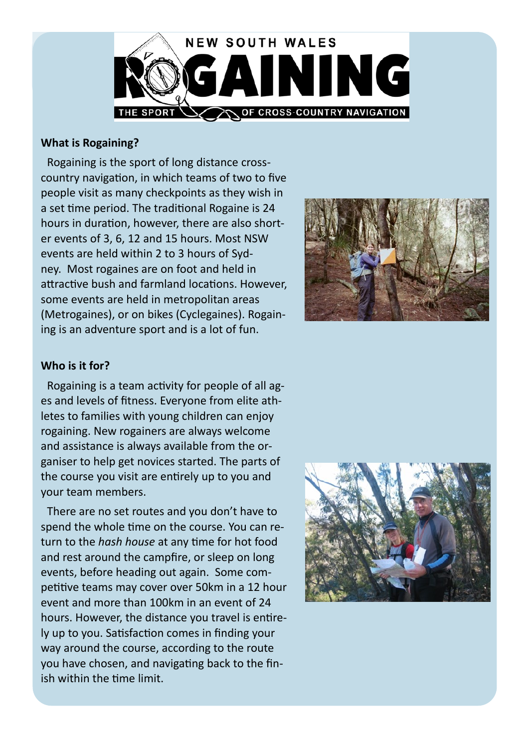NEW SOUTH WALES

# ROGAINING

THE SPORT OF CROSS-COUNTRY NAVIGATION

**What is Rogaining?**

Rogaining is the sport of long distance cross-country navigation, in which teams of two to five people visit as many checkpoints as they wish in a set time period. The traditional Rogaine is 24 hours in duration, however, there are also shorter events of 3, 6, 12 and 15 hours. Most NSW events are held within 2 to 3 hours of Sydney. Most rogaines are on foot and held in attractive bush and farmland locations. However, some events are held in metropolitan areas (Metrogaines), or on bikes (Cyclegaines). Rogaining is an adventure sport and is a lot of fun.

**Who is it for?**

Rogaining is a team activity for people of all ages and levels of fitness. Everyone from elite athletes to families with young children can enjoy rogaining. New rogainers are always welcome and assistance is always available from the organiser to help get novices started. The parts of the course you visit are entirely up to you and your team members.

There are no set routes and you don't have to spend the whole time on the course. You can return to the *hash house* at any time for hot food and rest around the campfire, or sleep on long events, before heading out again. Some competitive teams may cover over 50km in a 12 hour event and more than 100km in an event of 24 hours. However, the distance you travel is entirely up to you. Satisfaction comes in finding your way around the course, according to the route you have chosen, and navigating back to the finish within the time limit.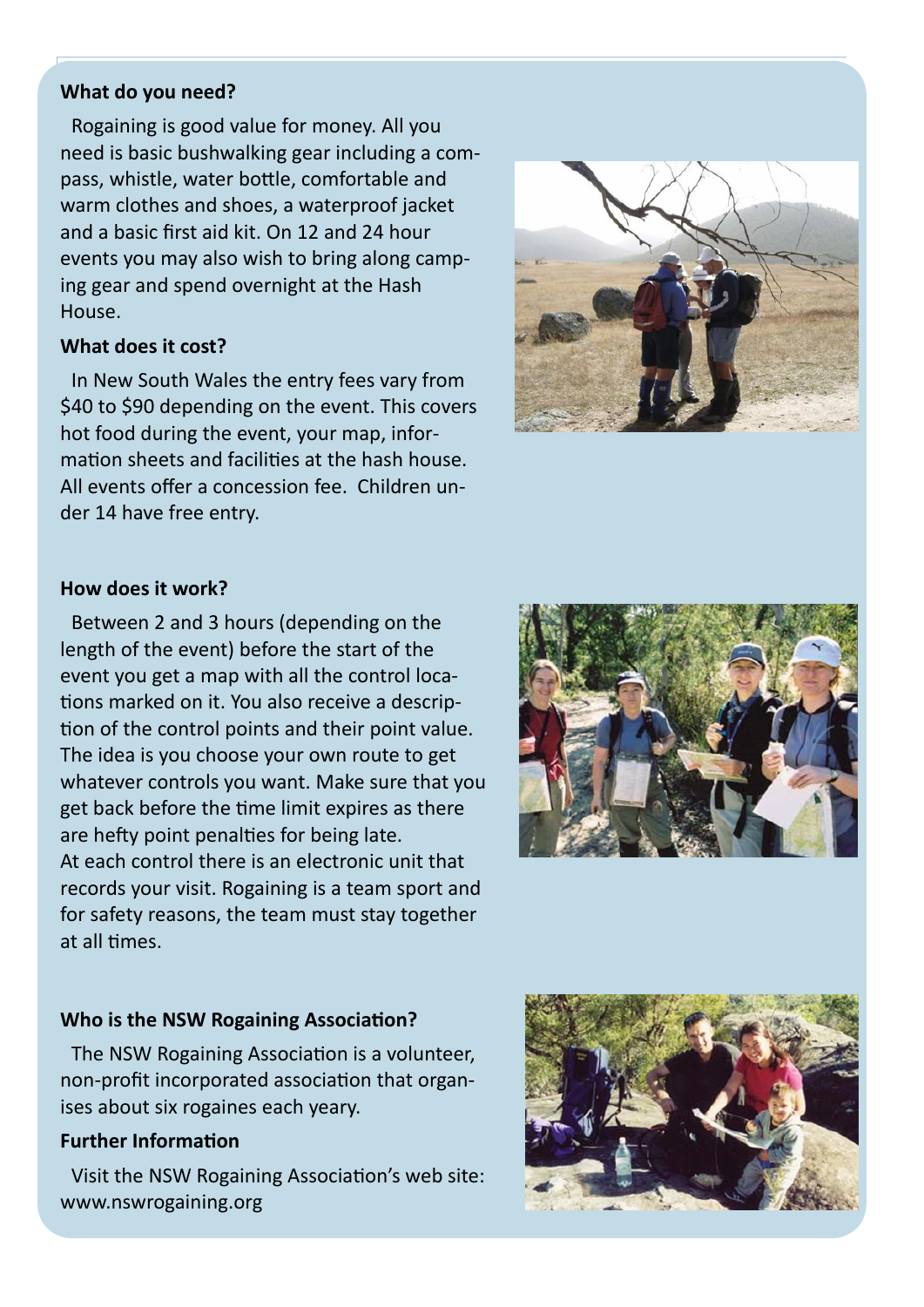**What do you need?**

Rogaining is good value for money. All you need is basic bushwalking gear including a compass, whistle, water bottle, comfortable and warm clothes and shoes, a waterproof jacket and a basic first aid kit. On 12 and 24 hour events you may also wish to bring along camping gear and spend overnight at the Hash House.

**What does it cost?**

In New South Wales the entry fees vary from $40 to $90 depending on the event. This covers hot food during the event, your map, information sheets and facilities at the hash house. All events offer a concession fee. Children under 14 have free entry.

**How does it work?**

Between 2 and 3 hours (depending on the length of the event) before the start of the event you get a map with all the control locations marked on it. You also receive a description of the control points and their point value. The idea is you choose your own route to get whatever controls you want. Make sure that you get back before the time limit expires as there are hefty point penalties for being late.
At each control there is an electronic unit that records your visit. Rogaining is a team sport and for safety reasons, the team must stay together at all times.

**Who is the NSW Rogaining Association?**

The NSW Rogaining Association is a volunteer, non-profit incorporated association that organises about six rogaines each yeary.

**Further Information**

Visit the NSW Rogaining Association's web site: www.nswrogaining.org